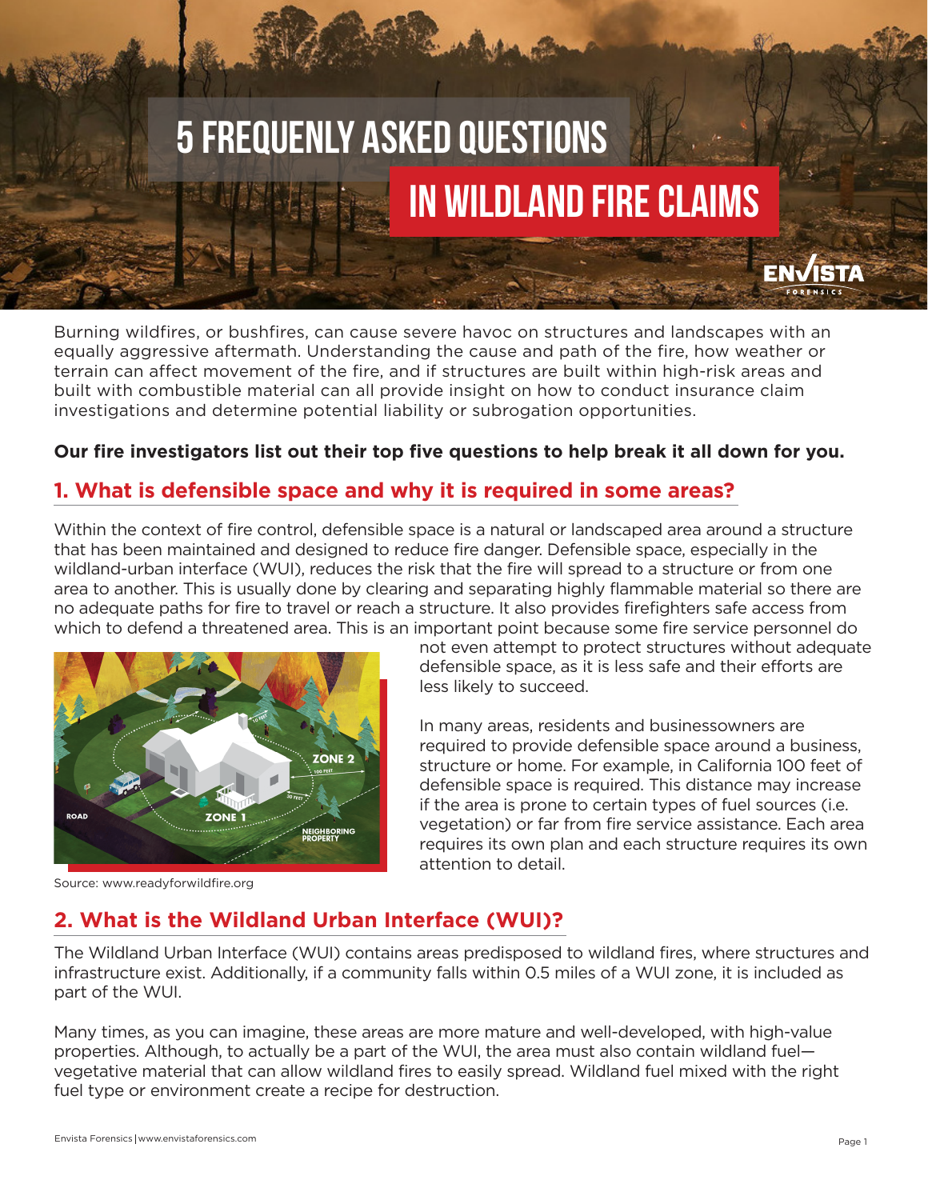# 5 FREQUENLY ASKED QUESTIONS IN WILDLAND FIRE CLAIMS

Burning wildfires, or bushfires, can cause severe havoc on structures and landscapes with an equally aggressive aftermath. Understanding the cause and path of the fire, how weather or terrain can affect movement of the fire, and if structures are built within high-risk areas and built with combustible material can all provide insight on how to conduct insurance claim investigations and determine potential liability or subrogation opportunities.

**Our fire investigators list out their top five questions to help break it all down for you.**

## 1. What is defensible space and why it is required in some areas?

Within the context of fire control, defensible space is a natural or landscaped area around a structure that has been maintained and designed to reduce fire danger. Defensible space, especially in the wildland-urban interface (WUI), reduces the risk that the fire will spread to a structure or from one area to another. This is usually done by clearing and separating highly flammable material so there are no adequate paths for fire to travel or reach a structure. It also provides firefighters safe access from which to defend a threatened area. This is an important point because some fire service personnel do not even attempt to protect structures without adequate defensible space, as it is less safe and their efforts are less likely to succeed.

In many areas, residents and businessowners are required to provide defensible space around a business, structure or home. For example, in California 100 feet of defensible space is required. This distance may increase if the area is prone to certain types of fuel sources (i.e. vegetation) or far from fire service assistance. Each area requires its own plan and each structure requires its own attention to detail.

Source: www.readyforwildfire.org

## 2. What is the Wildland Urban Interface (WUI)?

The Wildland Urban Interface (WUI) contains areas predisposed to wildland fires, where structures and infrastructure exist. Additionally, if a community falls within 0.5 miles of a WUI zone, it is included as part of the WUI.

Many times, as you can imagine, these areas are more mature and well-developed, with high-value properties. Although, to actually be a part of the WUI, the area must also contain wildland fuel—vegetative material that can allow wildland fires to easily spread. Wildland fuel mixed with the right fuel type or environment create a recipe for destruction.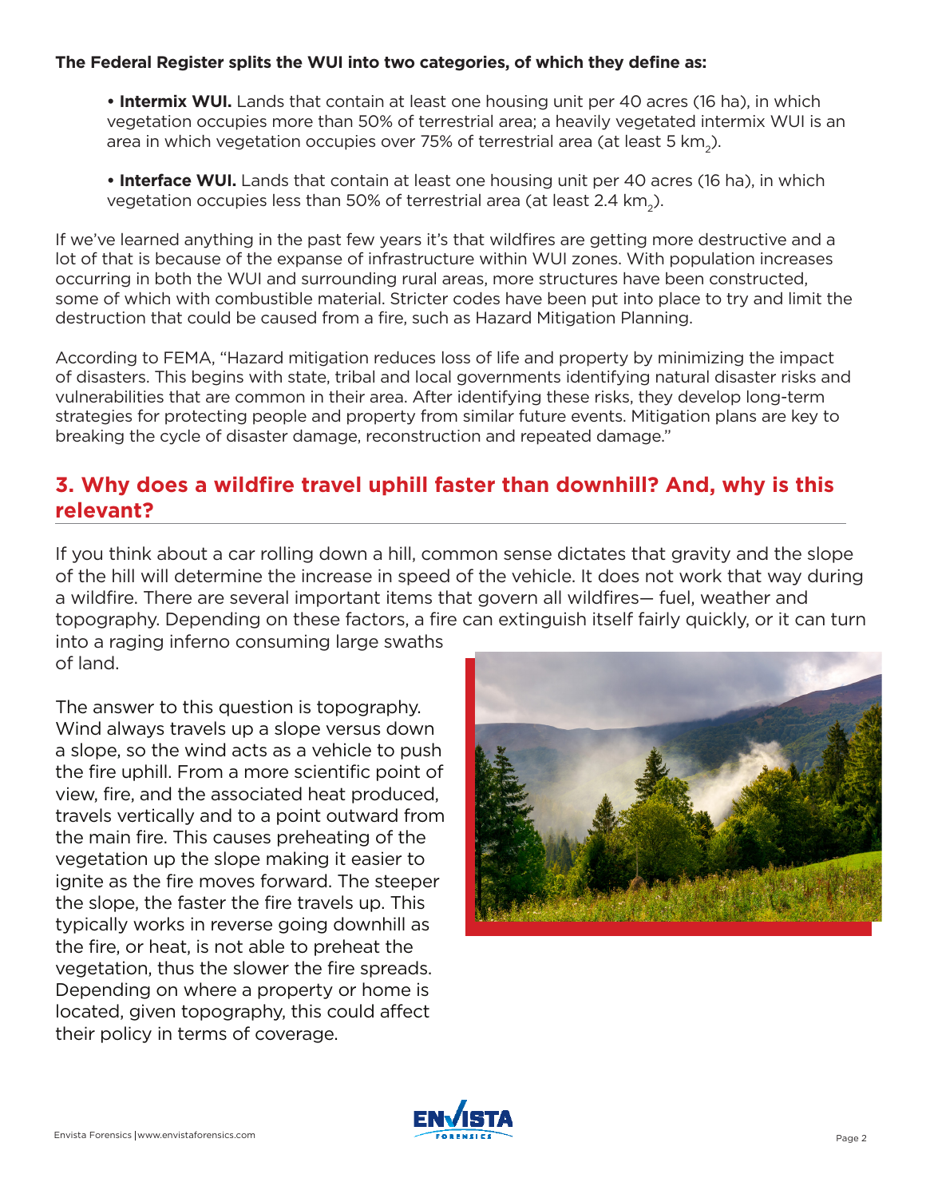**The Federal Register splits the WUI into two categories, of which they define as:**

- **Intermix WUI.** Lands that contain at least one housing unit per 40 acres (16 ha), in which vegetation occupies more than 50% of terrestrial area; a heavily vegetated intermix WUI is an area in which vegetation occupies over 75% of terrestrial area (at least 5 $km_2$).

- **Interface WUI.** Lands that contain at least one housing unit per 40 acres (16 ha), in which vegetation occupies less than 50% of terrestrial area (at least 2.4 $km_2$).

If we've learned anything in the past few years it's that wildfires are getting more destructive and a lot of that is because of the expanse of infrastructure within WUI zones. With population increases occurring in both the WUI and surrounding rural areas, more structures have been constructed, some of which with combustible material. Stricter codes have been put into place to try and limit the destruction that could be caused from a fire, such as Hazard Mitigation Planning.

According to FEMA, "Hazard mitigation reduces loss of life and property by minimizing the impact of disasters. This begins with state, tribal and local governments identifying natural disaster risks and vulnerabilities that are common in their area. After identifying these risks, they develop long-term strategies for protecting people and property from similar future events. Mitigation plans are key to breaking the cycle of disaster damage, reconstruction and repeated damage."

## 3. Why does a wildfire travel uphill faster than downhill? And, why is this relevant?

If you think about a car rolling down a hill, common sense dictates that gravity and the slope of the hill will determine the increase in speed of the vehicle. It does not work that way during a wildfire. There are several important items that govern all wildfires— fuel, weather and topography. Depending on these factors, a fire can extinguish itself fairly quickly, or it can turn into a raging inferno consuming large swaths of land.

The answer to this question is topography. Wind always travels up a slope versus down a slope, so the wind acts as a vehicle to push the fire uphill. From a more scientific point of view, fire, and the associated heat produced, travels vertically and to a point outward from the main fire. This causes preheating of the vegetation up the slope making it easier to ignite as the fire moves forward. The steeper the slope, the faster the fire travels up. This typically works in reverse going downhill as the fire, or heat, is not able to preheat the vegetation, thus the slower the fire spreads. Depending on where a property or home is located, given topography, this could affect their policy in terms of coverage.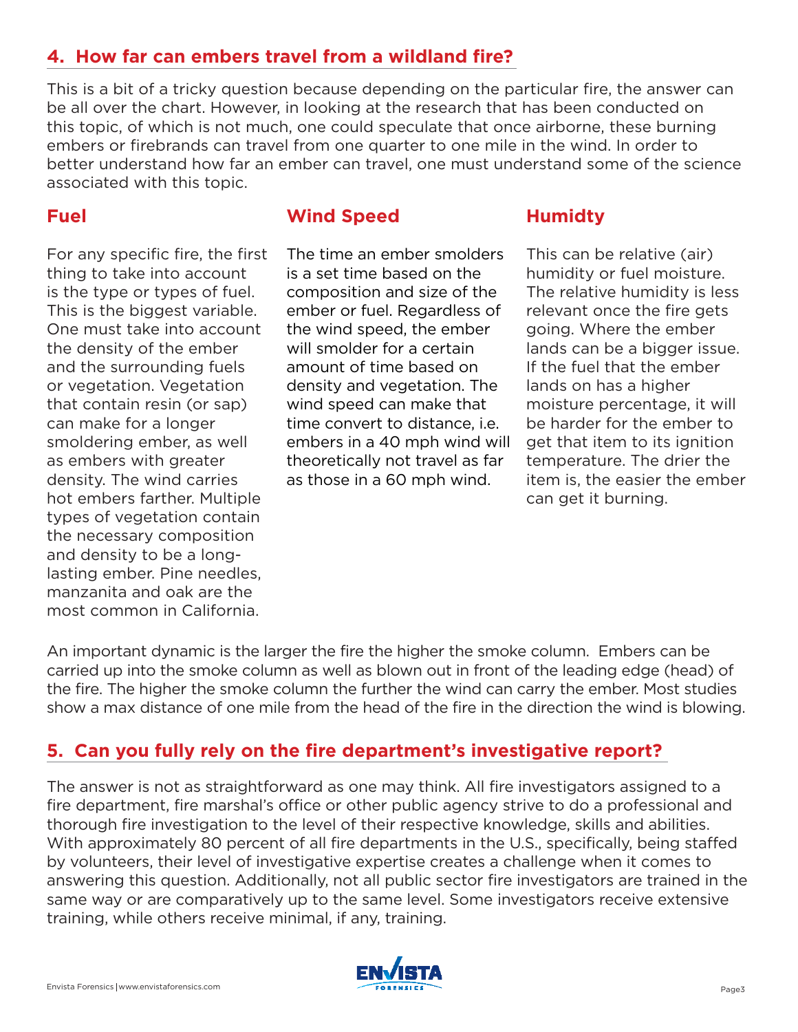## 4. How far can embers travel from a wildland fire?

This is a bit of a tricky question because depending on the particular fire, the answer can be all over the chart. However, in looking at the research that has been conducted on this topic, of which is not much, one could speculate that once airborne, these burning embers or firebrands can travel from one quarter to one mile in the wind. In order to better understand how far an ember can travel, one must understand some of the science associated with this topic.

### Fuel

For any specific fire, the first thing to take into account is the type or types of fuel. This is the biggest variable. One must take into account the density of the ember and the surrounding fuels or vegetation. Vegetation that contain resin (or sap) can make for a longer smoldering ember, as well as embers with greater density. The wind carries hot embers farther. Multiple types of vegetation contain the necessary composition and density to be a long-lasting ember. Pine needles, manzanita and oak are the most common in California.

### Wind Speed

The time an ember smolders is a set time based on the composition and size of the ember or fuel. Regardless of the wind speed, the ember will smolder for a certain amount of time based on density and vegetation. The wind speed can make that time convert to distance, i.e. embers in a 40 mph wind will theoretically not travel as far as those in a 60 mph wind.

### Humidty

This can be relative (air) humidity or fuel moisture. The relative humidity is less relevant once the fire gets going. Where the ember lands can be a bigger issue. If the fuel that the ember lands on has a higher moisture percentage, it will be harder for the ember to get that item to its ignition temperature. The drier the item is, the easier the ember can get it burning.

An important dynamic is the larger the fire the higher the smoke column. Embers can be carried up into the smoke column as well as blown out in front of the leading edge (head) of the fire. The higher the smoke column the further the wind can carry the ember. Most studies show a max distance of one mile from the head of the fire in the direction the wind is blowing.

## 5. Can you fully rely on the fire department's investigative report?

The answer is not as straightforward as one may think. All fire investigators assigned to a fire department, fire marshal's office or other public agency strive to do a professional and thorough fire investigation to the level of their respective knowledge, skills and abilities. With approximately 80 percent of all fire departments in the U.S., specifically, being staffed by volunteers, their level of investigative expertise creates a challenge when it comes to answering this question. Additionally, not all public sector fire investigators are trained in the same way or are comparatively up to the same level. Some investigators receive extensive training, while others receive minimal, if any, training.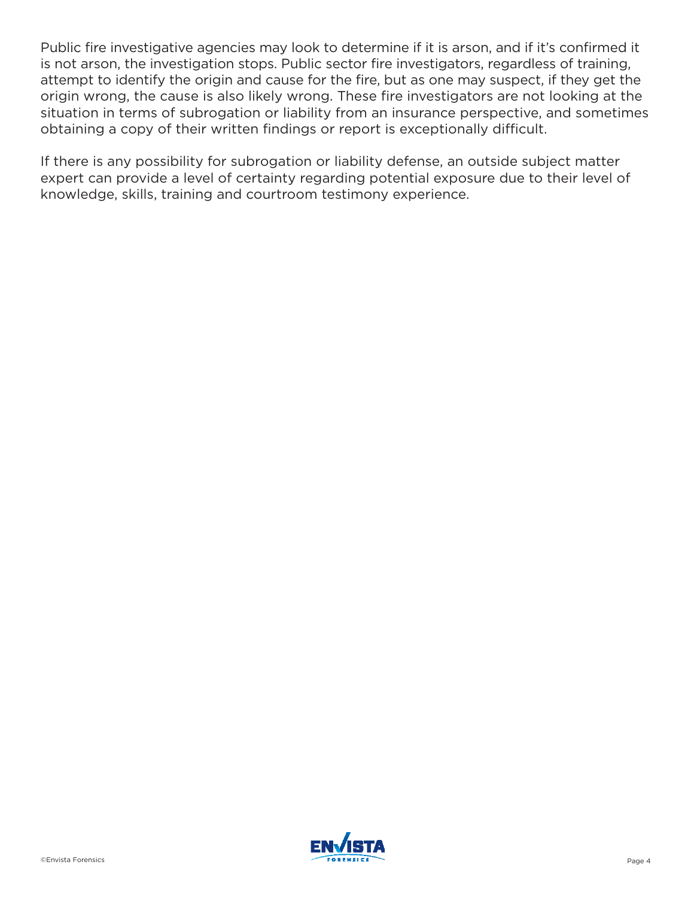Public fire investigative agencies may look to determine if it is arson, and if it's confirmed it is not arson, the investigation stops. Public sector fire investigators, regardless of training, attempt to identify the origin and cause for the fire, but as one may suspect, if they get the origin wrong, the cause is also likely wrong. These fire investigators are not looking at the situation in terms of subrogation or liability from an insurance perspective, and sometimes obtaining a copy of their written findings or report is exceptionally difficult.

If there is any possibility for subrogation or liability defense, an outside subject matter expert can provide a level of certainty regarding potential exposure due to their level of knowledge, skills, training and courtroom testimony experience.